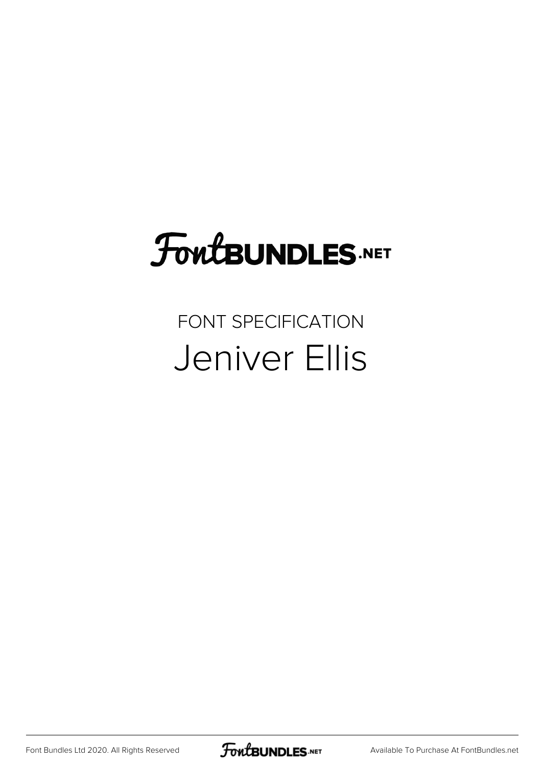# FontBUNDLES.NET

## FONT SPECIFICATION

# Jeniver Ellis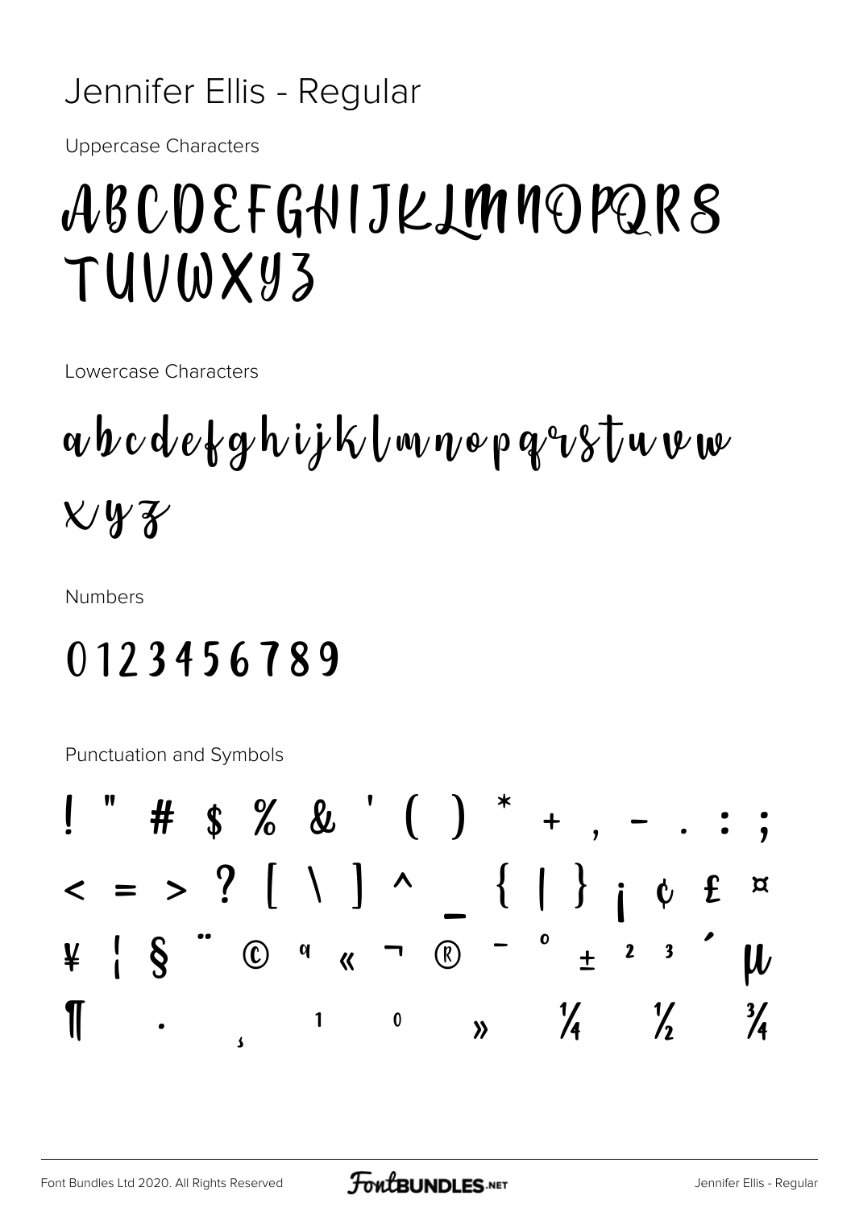# Jennifer Ellis - Regular

Uppercase Characters

ABCDEFGHIJKLMNOPQRS
TUVWXYZ

Lowercase Characters

abcdefghijklmnopqrstuvw
xyz

Numbers

0123456789

Punctuation and Symbols

! " # $ % & ' ( ) * + , - . : ;
< = > ? [ \ ] ^ _ { | } ¡ ¢ £ ¤
¥ ¦ § ¨ © ª « ¬ ® ¯ ° ± ² ³ ´ µ
¶ · ¸ ¹ º » ¼ ½ ¾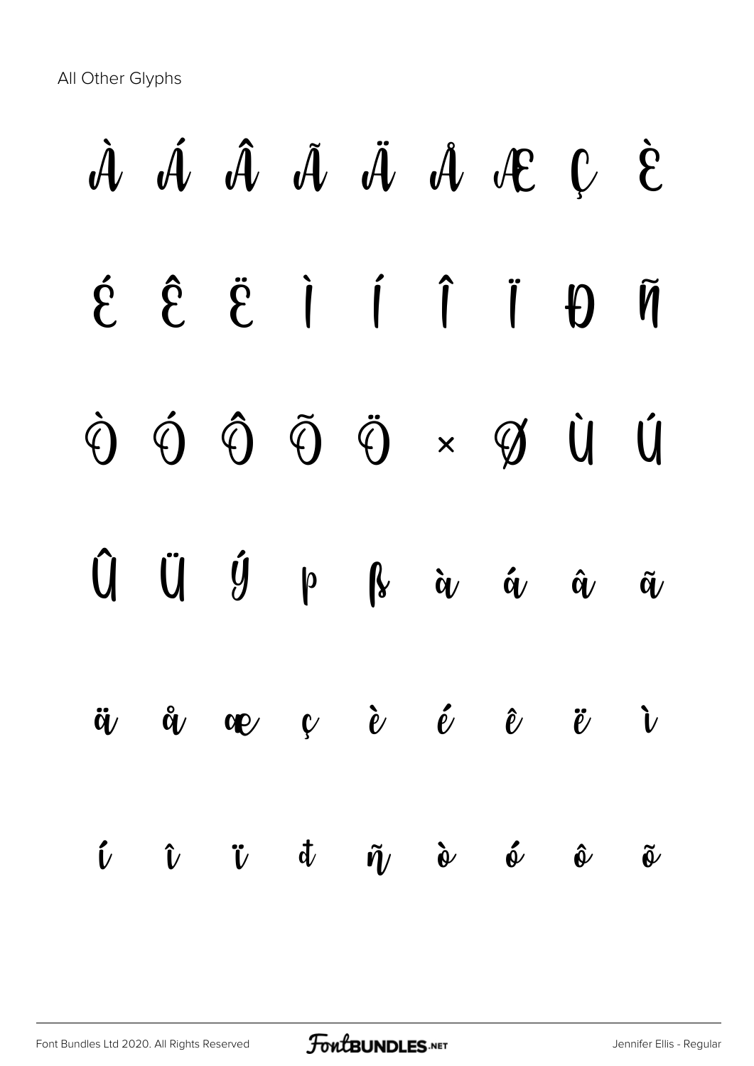All Other Glyphs

À Á Â Ã Ä Å Æ Ç È

É Ê Ë Ì Í Î Ï Ð Ñ

Ò Ó Ô Õ Ö × Ø Ù Ú

Û Ü Ý þ ß à á â ã

ä å æ ç è é ê ë ì

í î ï ð ñ ò ó ô õ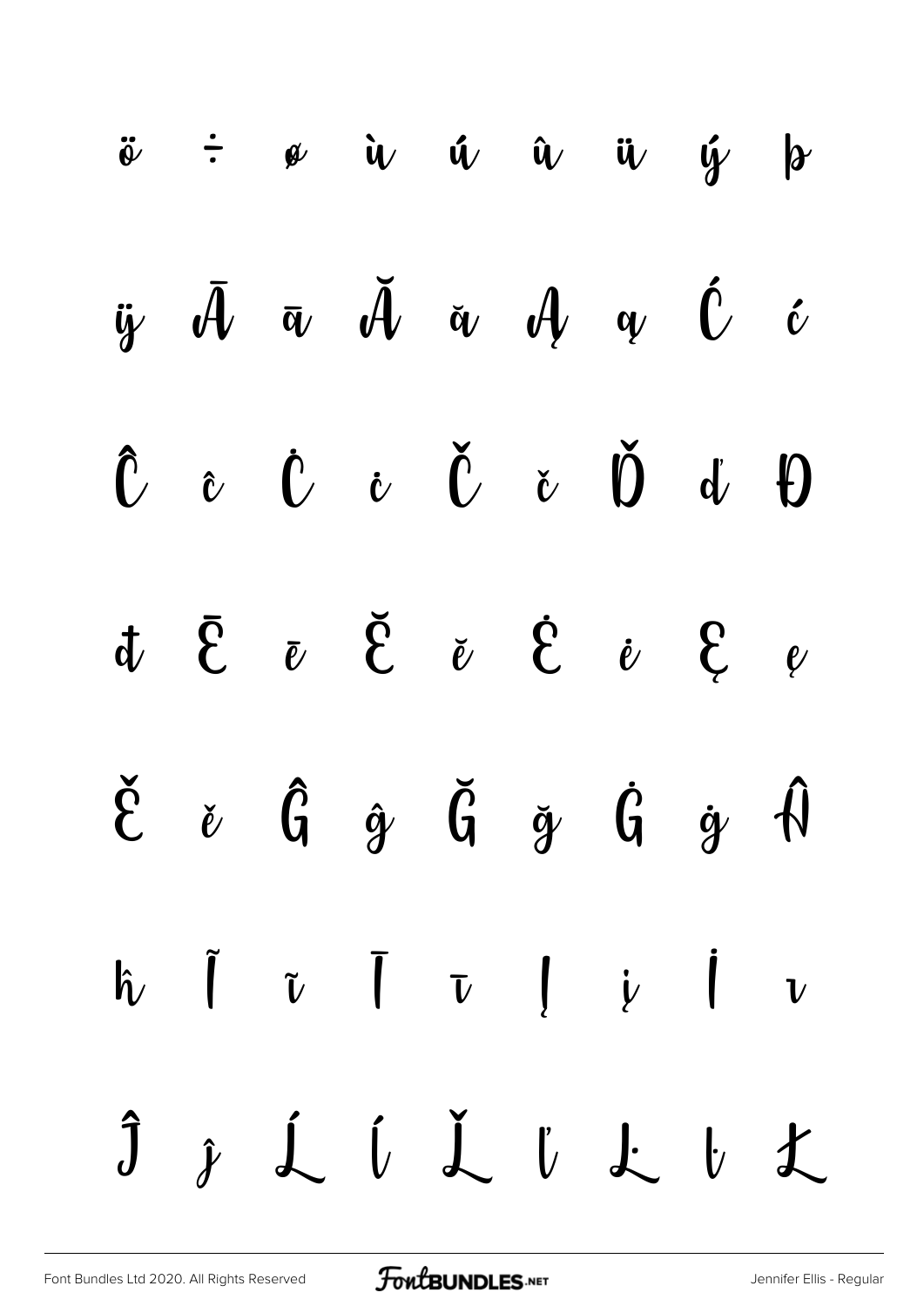ö ÷ ø ù ú û ü ý þ

ÿ Ā ā Ă ă Ą ą Ć ć

Ĉ ĉ Ċ ċ Č č Ď ď Đ

đ Ē ē Ĕ ĕ Ė ė Ę ę

Ě ě Ĝ ĝ Ğ ğ Ġ ġ Ĥ

ĥ Ĩ ĩ Ī ī Į į İ ı

Ĵ ĵ Ĺ ĺ Ľ ľ Ŀ ŀ Ł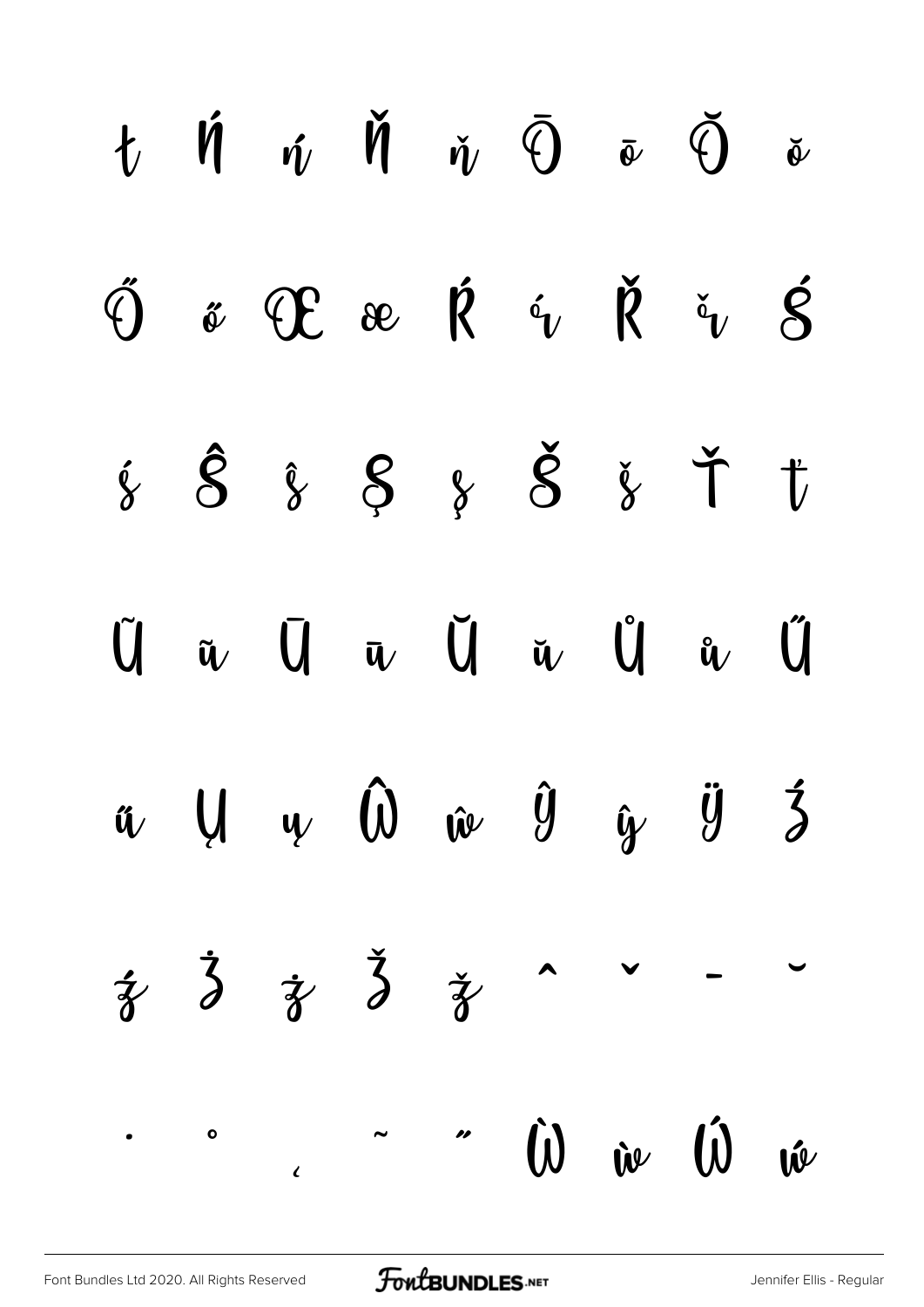ŧ Ń ń Ň ň Ō ō Ŏ ŏ

Ő ő Œ œ Ŕ ŕ Ř ř Ś

ś Ŝ ŝ Ş ş Š š Ť ť

Ũ ũ Ū ū Ŭ ŭ Ů ů Ű

ű Ų ų Ŵ ŵ Ŷ ŷ Ÿ Ź

ź Ż ż Ž ž ˆ ˇ ˉ ˘

˙ ˚ ˛ ˜ ˝ Ẁ ẁ Ẃ ẃ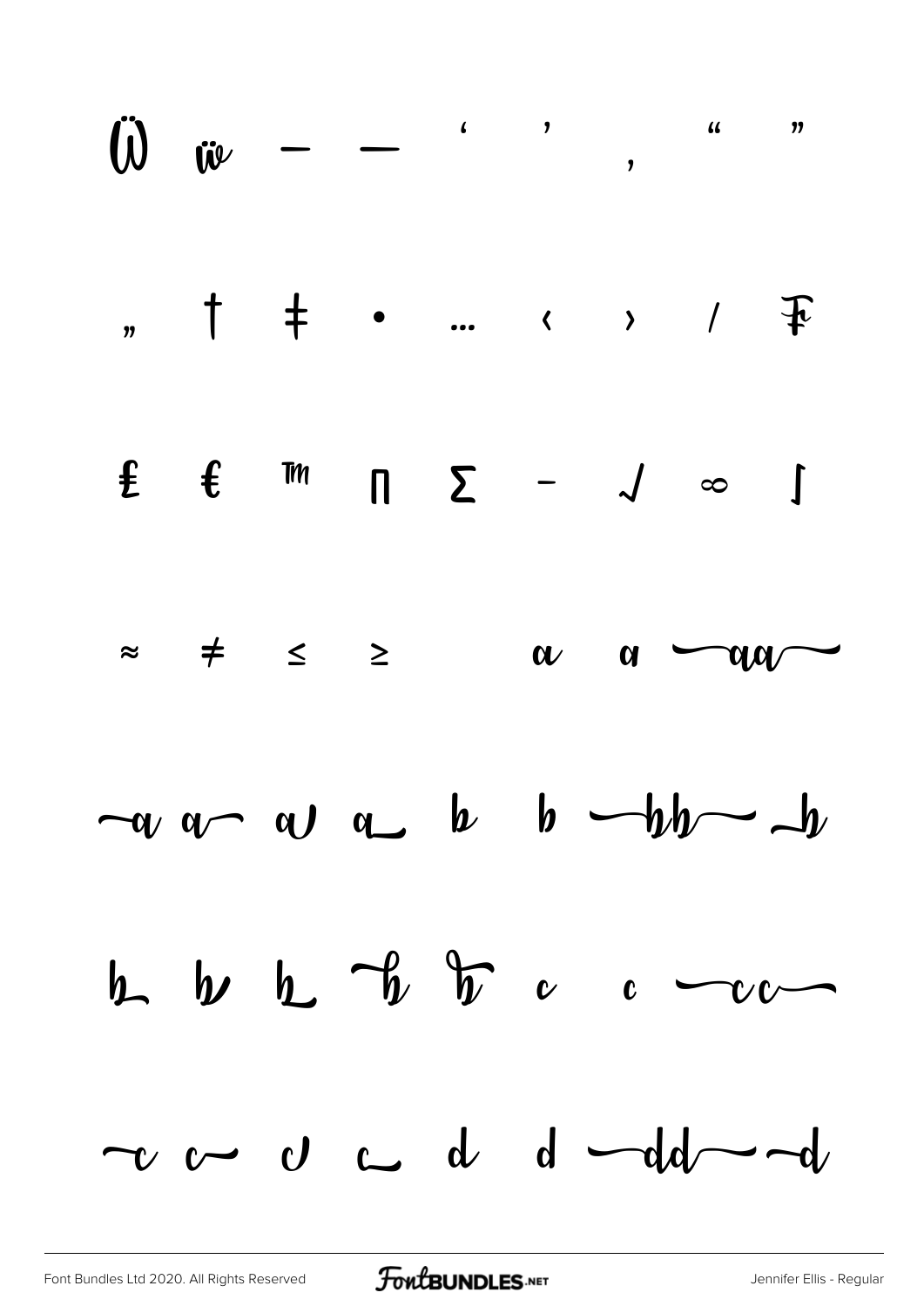Ẅ ẅ – — ‘ ’ ‚ “ ”

„ † ‡ • … ‹ › / ₣

₤ € ™ ∏ ∑ − √ ∞ ∫

≈ ≠ ≤ ≥ a a aa

a a a a b b bb b

b b b b b c c cc

c c c c d d dd d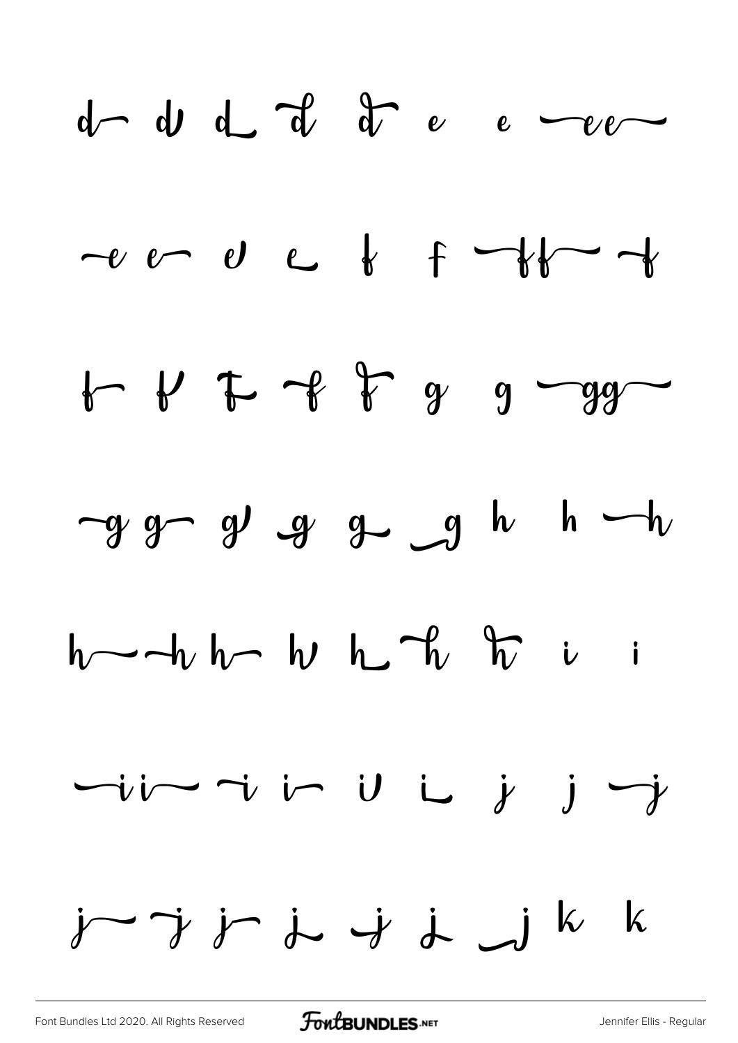d d d d d e e ee

e e e e f f ff f

f f f f f g g gg

g g g g g g h h h

h h h h h h h i i

ii i i i i j j j

j j j j j j j k k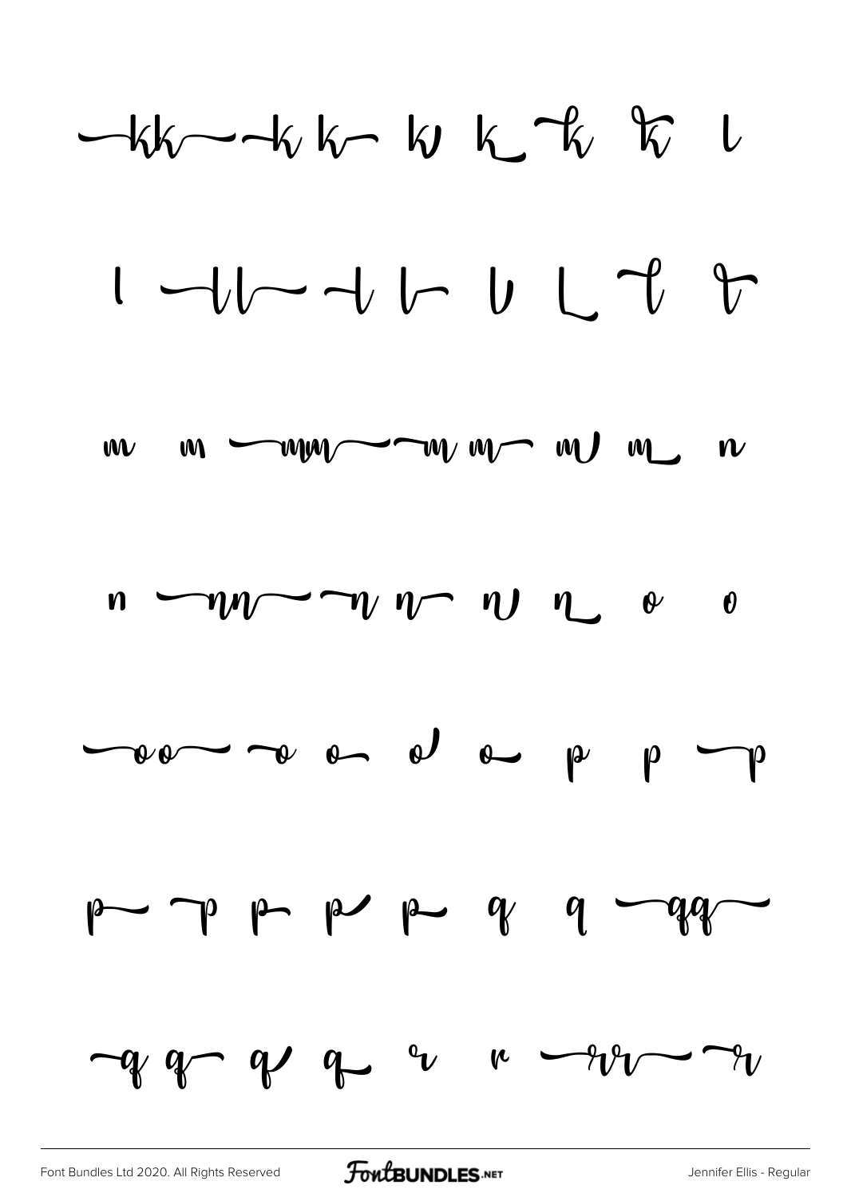kk k k k k k k l

l ll l l l l l l

m m mm m m m m n

n nn n n n n o o

oo o o o o p p p

p p p p p q q qq

q q q q r r rr r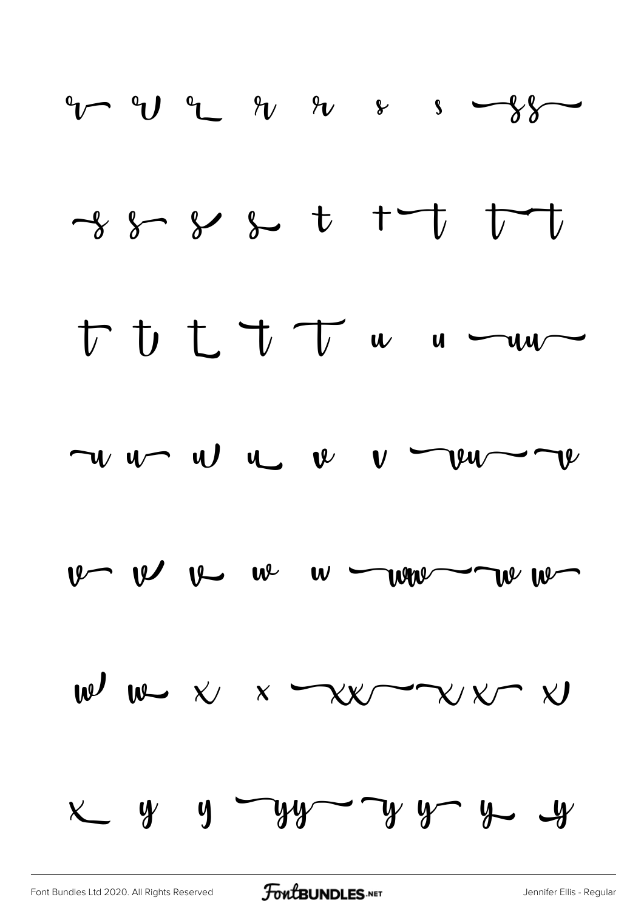r r r r r s s ss

s s s s t t t t t

t t t t t u u uu

u u u u v v vu v

v v v w w ww w w

w w x x xx x x x

x y y yy y y y y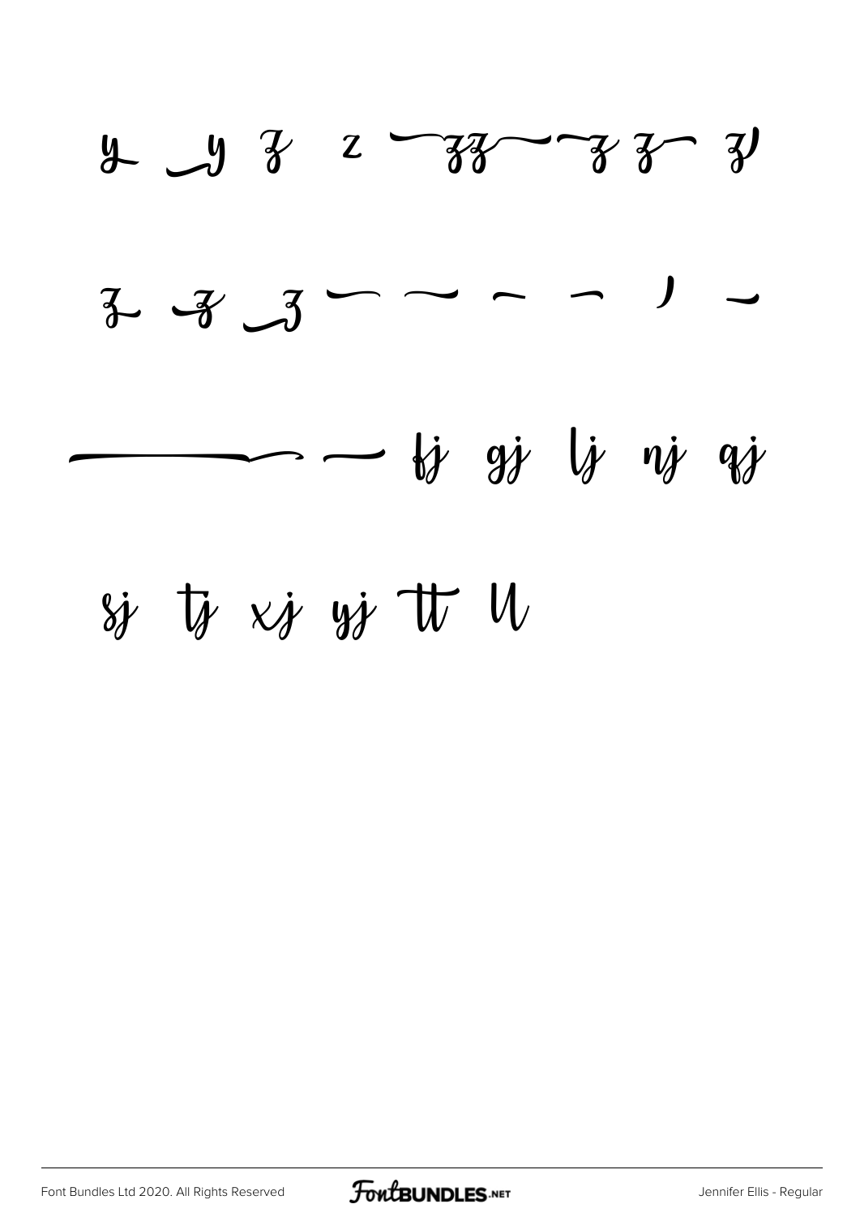y y z z zz z z z

z z z

fj gj lj nj qj

sj tj xj yj tt ll